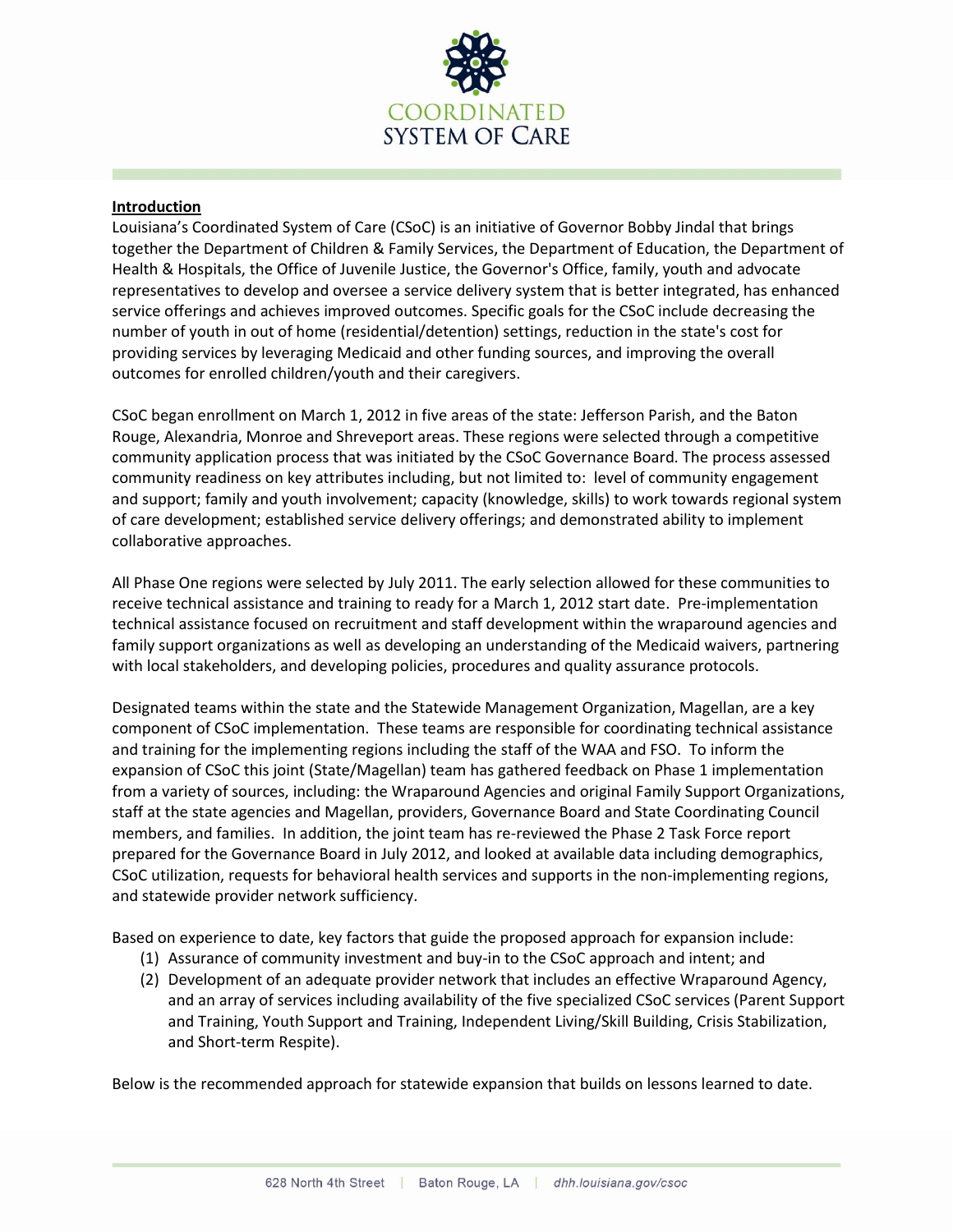## **Introduction**

Louisiana's Coordinated System of Care (CSoC) is an initiative of Governor Bobby Jindal that brings together the Department of Children & Family Services, the Department of Education, the Department of Health & Hospitals, the Office of Juvenile Justice, the Governor's Office, family, youth and advocate representatives to develop and oversee a service delivery system that is better integrated, has enhanced service offerings and achieves improved outcomes. Specific goals for the CSoC include decreasing the number of youth in out of home (residential/detention) settings, reduction in the state's cost for providing services by leveraging Medicaid and other funding sources, and improving the overall outcomes for enrolled children/youth and their caregivers.

CSoC began enrollment on March 1, 2012 in five areas of the state: Jefferson Parish, and the Baton Rouge, Alexandria, Monroe and Shreveport areas. These regions were selected through a competitive community application process that was initiated by the CSoC Governance Board. The process assessed community readiness on key attributes including, but not limited to: level of community engagement and support; family and youth involvement; capacity (knowledge, skills) to work towards regional system of care development; established service delivery offerings; and demonstrated ability to implement collaborative approaches.

All Phase One regions were selected by July 2011. The early selection allowed for these communities to receive technical assistance and training to ready for a March 1, 2012 start date. Pre-implementation technical assistance focused on recruitment and staff development within the wraparound agencies and family support organizations as well as developing an understanding of the Medicaid waivers, partnering with local stakeholders, and developing policies, procedures and quality assurance protocols.

Designated teams within the state and the Statewide Management Organization, Magellan, are a key component of CSoC implementation. These teams are responsible for coordinating technical assistance and training for the implementing regions including the staff of the WAA and FSO. To inform the expansion of CSoC this joint (State/Magellan) team has gathered feedback on Phase 1 implementation from a variety of sources, including: the Wraparound Agencies and original Family Support Organizations, staff at the state agencies and Magellan, providers, Governance Board and State Coordinating Council members, and families. In addition, the joint team has re-reviewed the Phase 2 Task Force report prepared for the Governance Board in July 2012, and looked at available data including demographics, CSoC utilization, requests for behavioral health services and supports in the non-implementing regions, and statewide provider network sufficiency.

Based on experience to date, key factors that guide the proposed approach for expansion include:

(1) Assurance of community investment and buy-in to the CSoC approach and intent; and
(2) Development of an adequate provider network that includes an effective Wraparound Agency, and an array of services including availability of the five specialized CSoC services (Parent Support and Training, Youth Support and Training, Independent Living/Skill Building, Crisis Stabilization, and Short-term Respite).

Below is the recommended approach for statewide expansion that builds on lessons learned to date.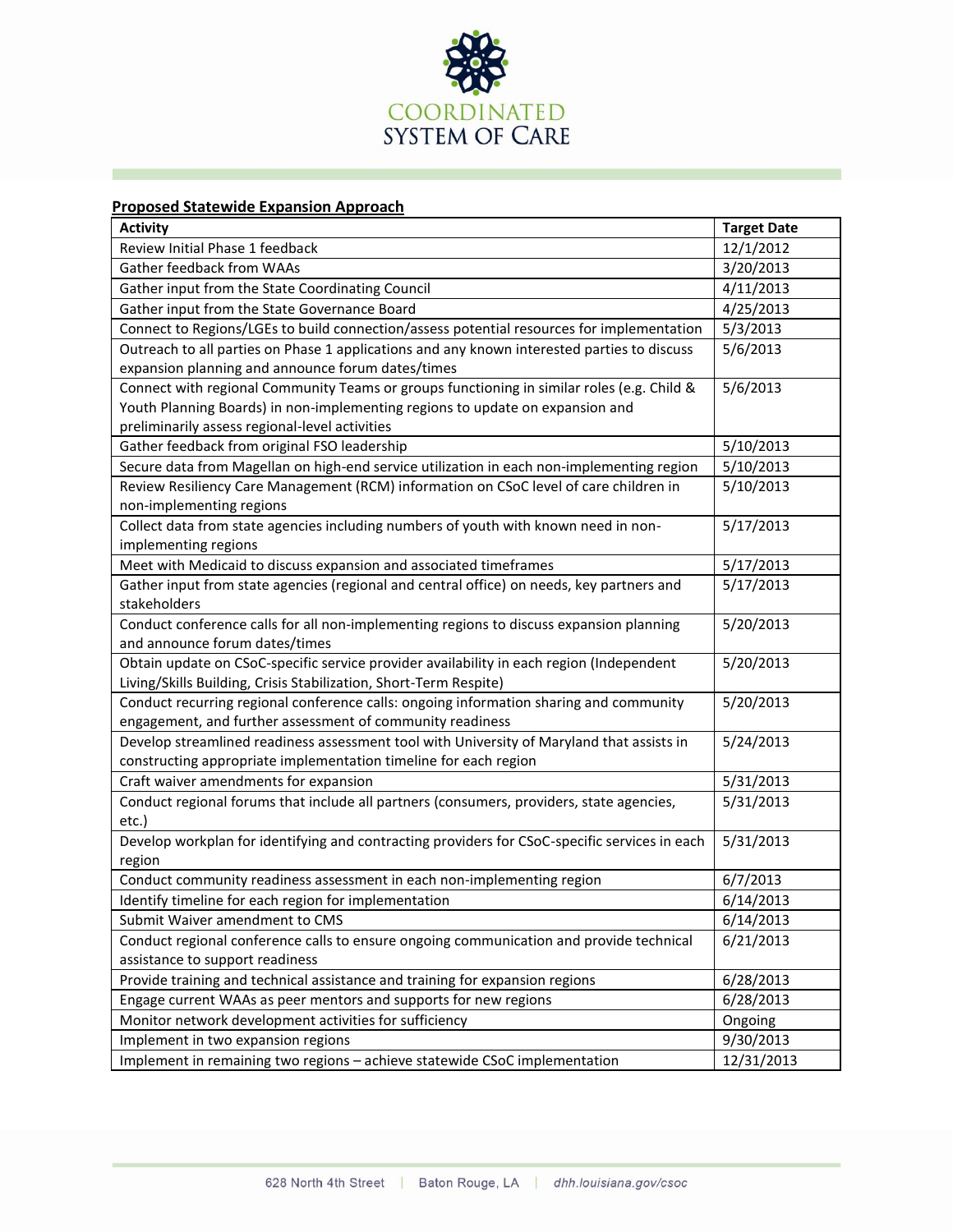COORDINATED SYSTEM OF CARE

**Proposed Statewide Expansion Approach**

| Activity | Target Date |
|---|---|
| Review Initial Phase 1 feedback | 12/1/2012 |
| Gather feedback from WAAs | 3/20/2013 |
| Gather input from the State Coordinating Council | 4/11/2013 |
| Gather input from the State Governance Board | 4/25/2013 |
| Connect to Regions/LGEs to build connection/assess potential resources for implementation | 5/3/2013 |
| Outreach to all parties on Phase 1 applications and any known interested parties to discuss expansion planning and announce forum dates/times | 5/6/2013 |
| Connect with regional Community Teams or groups functioning in similar roles (e.g. Child & Youth Planning Boards) in non-implementing regions to update on expansion and preliminarily assess regional-level activities | 5/6/2013 |
| Gather feedback from original FSO leadership | 5/10/2013 |
| Secure data from Magellan on high-end service utilization in each non-implementing region | 5/10/2013 |
| Review Resiliency Care Management (RCM) information on CSoC level of care children in non-implementing regions | 5/10/2013 |
| Collect data from state agencies including numbers of youth with known need in non-implementing regions | 5/17/2013 |
| Meet with Medicaid to discuss expansion and associated timeframes | 5/17/2013 |
| Gather input from state agencies (regional and central office) on needs, key partners and stakeholders | 5/17/2013 |
| Conduct conference calls for all non-implementing regions to discuss expansion planning and announce forum dates/times | 5/20/2013 |
| Obtain update on CSoC-specific service provider availability in each region (Independent Living/Skills Building, Crisis Stabilization, Short-Term Respite) | 5/20/2013 |
| Conduct recurring regional conference calls: ongoing information sharing and community engagement, and further assessment of community readiness | 5/20/2013 |
| Develop streamlined readiness assessment tool with University of Maryland that assists in constructing appropriate implementation timeline for each region | 5/24/2013 |
| Craft waiver amendments for expansion | 5/31/2013 |
| Conduct regional forums that include all partners (consumers, providers, state agencies, etc.) | 5/31/2013 |
| Develop workplan for identifying and contracting providers for CSoC-specific services in each region | 5/31/2013 |
| Conduct community readiness assessment in each non-implementing region | 6/7/2013 |
| Identify timeline for each region for implementation | 6/14/2013 |
| Submit Waiver amendment to CMS | 6/14/2013 |
| Conduct regional conference calls to ensure ongoing communication and provide technical assistance to support readiness | 6/21/2013 |
| Provide training and technical assistance and training for expansion regions | 6/28/2013 |
| Engage current WAAs as peer mentors and supports for new regions | 6/28/2013 |
| Monitor network development activities for sufficiency | Ongoing |
| Implement in two expansion regions | 9/30/2013 |
| Implement in remaining two regions – achieve statewide CSoC implementation | 12/31/2013 |

628 North 4th Street | Baton Rouge, LA | dhh.louisiana.gov/csoc